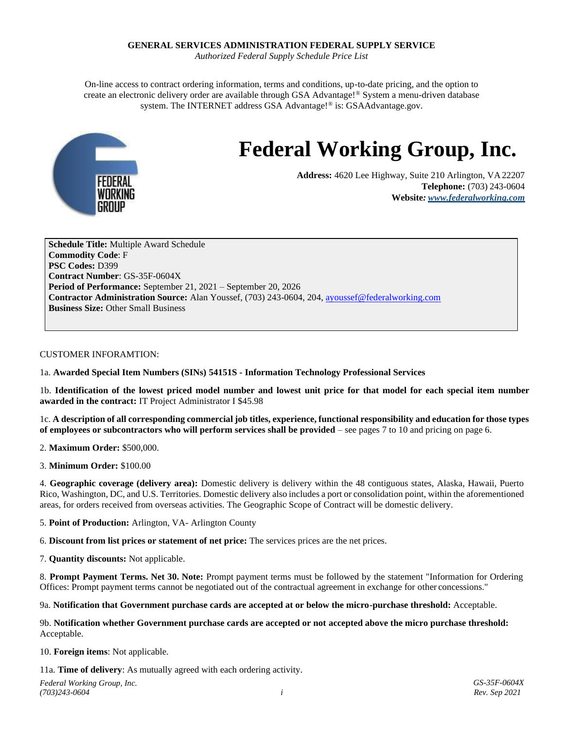**GENERAL SERVICES ADMINISTRATION FEDERAL SUPPLY SERVICE**

*Authorized Federal Supply Schedule Price List*

On-line access to contract ordering information, terms and conditions, up-to-date pricing, and the option to create an electronic delivery order are available through GSA Advantage!® System a menu-driven database system. The INTERNET address GSA Advantage!® is: GSAAdvantage.gov.

# Federal Working Group, Inc.

**Address:** 4620 Lee Highway, Suite 210 Arlington, VA 22207
**Telephone:** (703) 243-0604
**Website:** ***www.federalworking.com***

**Schedule Title:** Multiple Award Schedule
**Commodity Code**: F
**PSC Codes:** D399
**Contract Number**: GS-35F-0604X
**Period of Performance:** September 21, 2021 – September 20, 2026
**Contractor Administration Source:** Alan Youssef, (703) 243-0604, 204, ayoussef@federalworking.com
**Business Size:** Other Small Business

CUSTOMER INFORAMTION:

1a. **Awarded Special Item Numbers (SINs) 54151S - Information Technology Professional Services**

1b. **Identification of the lowest priced model number and lowest unit price for that model for each special item number awarded in the contract:** IT Project Administrator I $45.98

1c. **A description of all corresponding commercial job titles, experience, functional responsibility and education for those types of employees or subcontractors who will perform services shall be provided** – see pages 7 to 10 and pricing on page 6.

2. **Maximum Order:** $500,000.

3. **Minimum Order:** $100.00

4. **Geographic coverage (delivery area):** Domestic delivery is delivery within the 48 contiguous states, Alaska, Hawaii, Puerto Rico, Washington, DC, and U.S. Territories. Domestic delivery also includes a port or consolidation point, within the aforementioned areas, for orders received from overseas activities. The Geographic Scope of Contract will be domestic delivery.

5. **Point of Production:** Arlington, VA- Arlington County

6. **Discount from list prices or statement of net price:** The services prices are the net prices.

7. **Quantity discounts:** Not applicable.

8. **Prompt Payment Terms. Net 30. Note:** Prompt payment terms must be followed by the statement "Information for Ordering Offices: Prompt payment terms cannot be negotiated out of the contractual agreement in exchange for other concessions."

9a. **Notification that Government purchase cards are accepted at or below the micro-purchase threshold:** Acceptable.

9b. **Notification whether Government purchase cards are accepted or not accepted above the micro purchase threshold:** Acceptable.

10. **Foreign items**: Not applicable.

11a. **Time of delivery**: As mutually agreed with each ordering activity.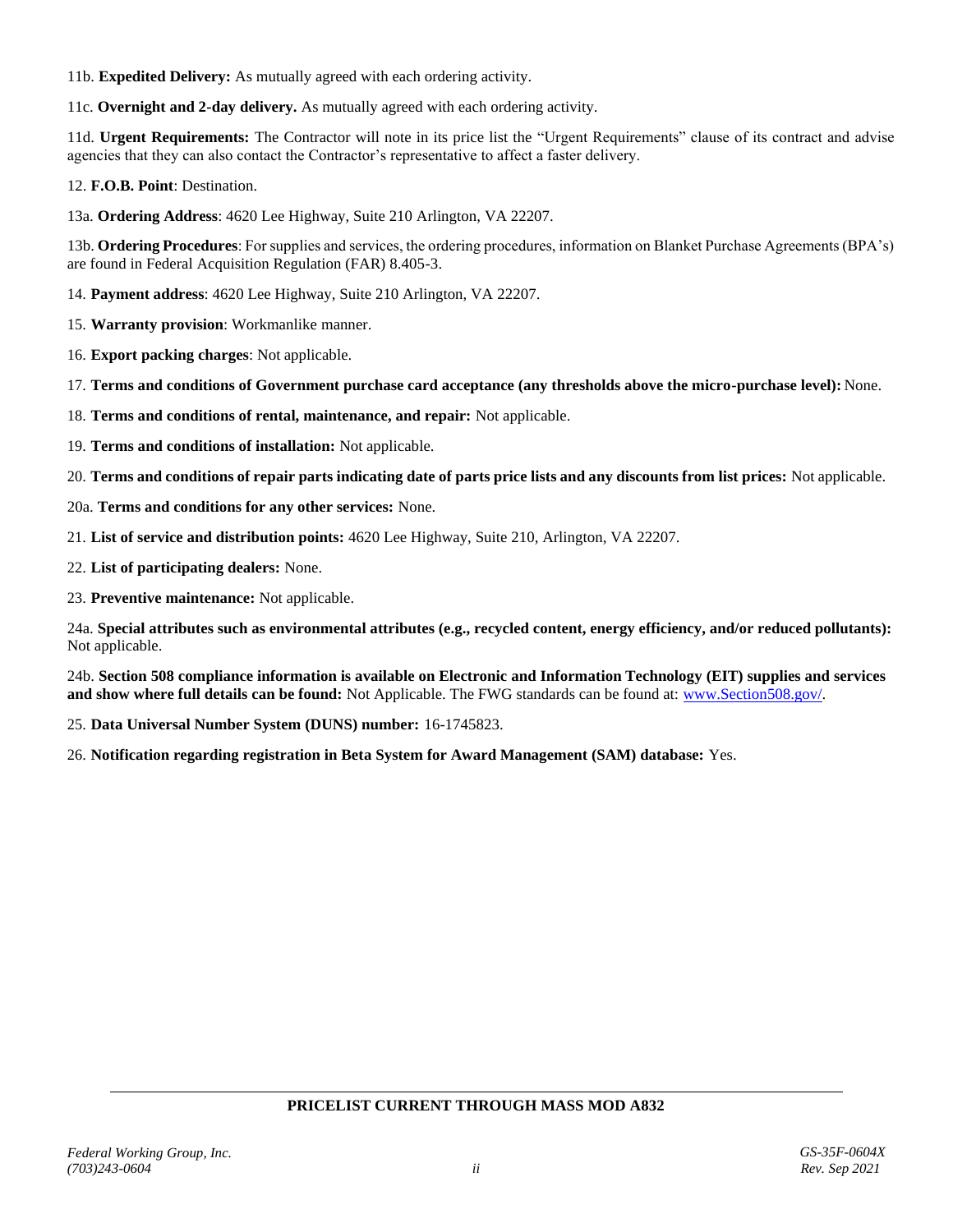11b. **Expedited Delivery:** As mutually agreed with each ordering activity.

11c. **Overnight and 2-day delivery.** As mutually agreed with each ordering activity.

11d. **Urgent Requirements:** The Contractor will note in its price list the "Urgent Requirements" clause of its contract and advise agencies that they can also contact the Contractor's representative to affect a faster delivery.

12. **F.O.B. Point**: Destination.

13a. **Ordering Address**: 4620 Lee Highway, Suite 210 Arlington, VA 22207.

13b. **Ordering Procedures**: For supplies and services, the ordering procedures, information on Blanket Purchase Agreements (BPA's) are found in Federal Acquisition Regulation (FAR) 8.405-3.

14. **Payment address**: 4620 Lee Highway, Suite 210 Arlington, VA 22207.

15. **Warranty provision**: Workmanlike manner.

16. **Export packing charges**: Not applicable.

17. **Terms and conditions of Government purchase card acceptance (any thresholds above the micro-purchase level):** None.

18. **Terms and conditions of rental, maintenance, and repair:** Not applicable.

19. **Terms and conditions of installation:** Not applicable.

20. **Terms and conditions of repair parts indicating date of parts price lists and any discounts from list prices:** Not applicable.

20a. **Terms and conditions for any other services:** None.

21. **List of service and distribution points:** 4620 Lee Highway, Suite 210, Arlington, VA 22207.

22. **List of participating dealers:** None.

23. **Preventive maintenance:** Not applicable.

24a. **Special attributes such as environmental attributes (e.g., recycled content, energy efficiency, and/or reduced pollutants):** Not applicable.

24b. **Section 508 compliance information is available on Electronic and Information Technology (EIT) supplies and services and show where full details can be found:** Not Applicable. The FWG standards can be found at: www.Section508.gov/.

25. **Data Universal Number System (DUNS) number:** 16-1745823.

26. **Notification regarding registration in Beta System for Award Management (SAM) database:** Yes.

**PRICELIST CURRENT THROUGH MASS MOD A832**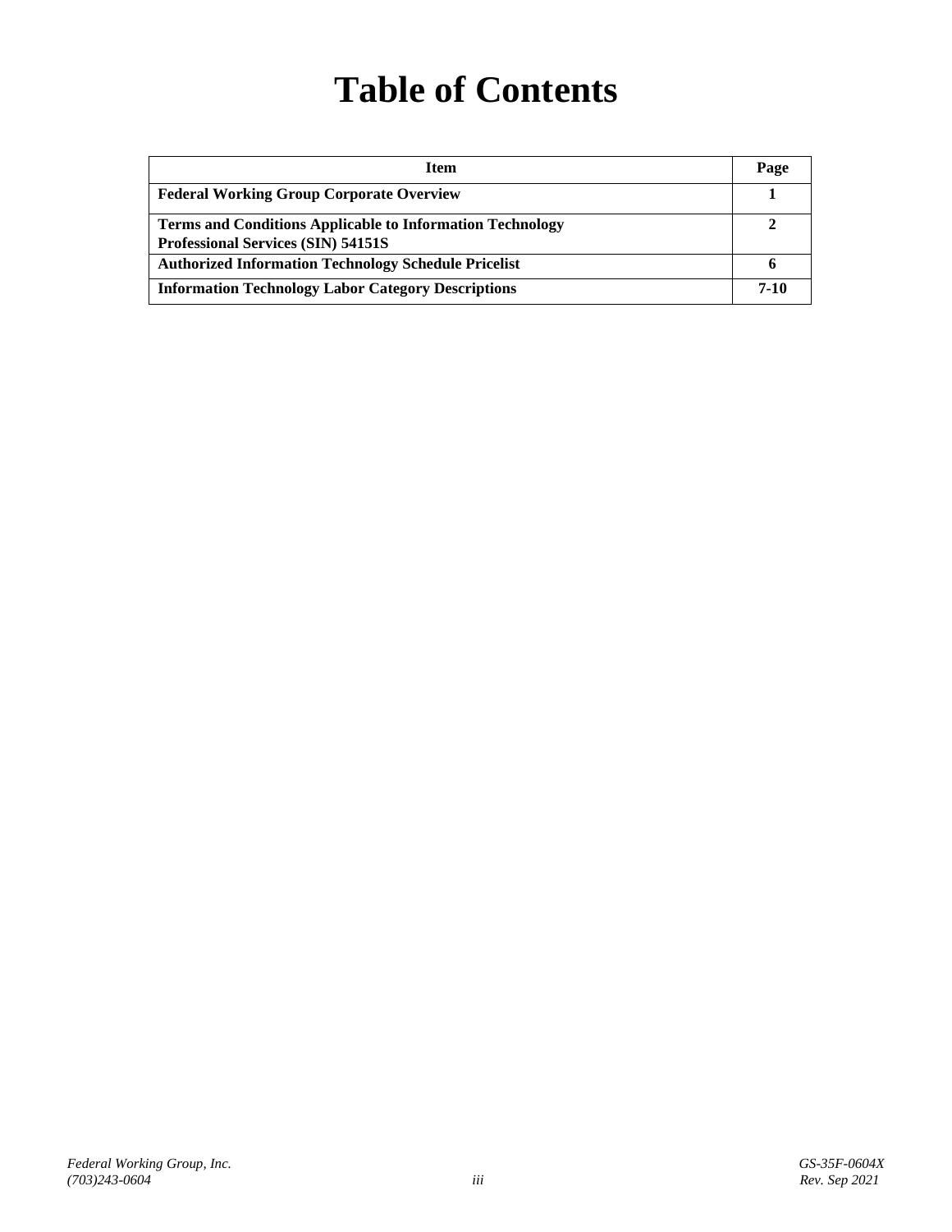# Table of Contents

| Item | Page |
|---|---|
| **Federal Working Group Corporate Overview** | **1** |
| **Terms and Conditions Applicable to Information Technology Professional Services (SIN) 54151S** | **2** |
| **Authorized Information Technology Schedule Pricelist** | **6** |
| **Information Technology Labor Category Descriptions** | **7-10** |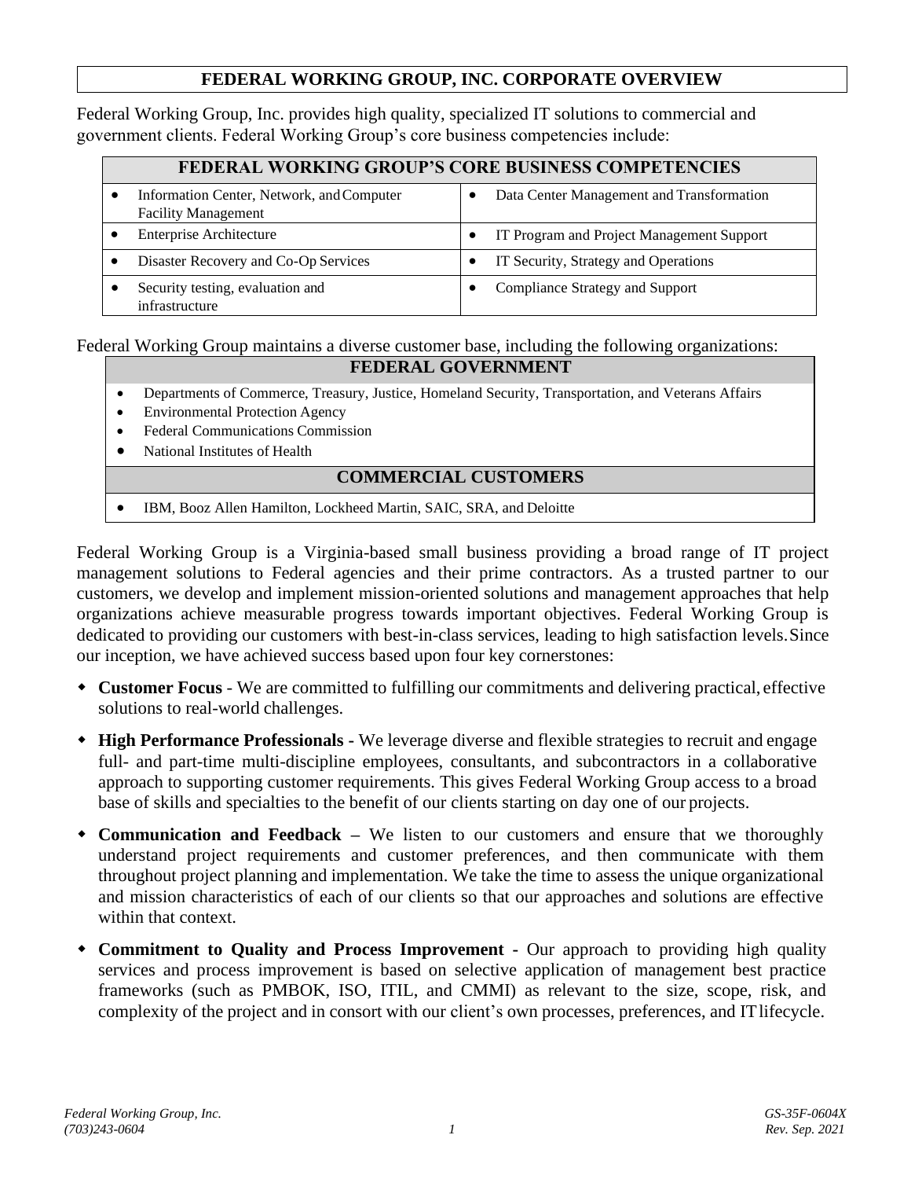# FEDERAL WORKING GROUP, INC. CORPORATE OVERVIEW

Federal Working Group, Inc. provides high quality, specialized IT solutions to commercial and government clients. Federal Working Group's core business competencies include:

| FEDERAL WORKING GROUP'S CORE BUSINESS COMPETENCIES | |
|---|---|
| • Information Center, Network, and Computer Facility Management | • Data Center Management and Transformation |
| • Enterprise Architecture | • IT Program and Project Management Support |
| • Disaster Recovery and Co-Op Services | • IT Security, Strategy and Operations |
| • Security testing, evaluation and infrastructure | • Compliance Strategy and Support |

Federal Working Group maintains a diverse customer base, including the following organizations:

| FEDERAL GOVERNMENT |
|---|
| • Departments of Commerce, Treasury, Justice, Homeland Security, Transportation, and Veterans Affairs<br>• Environmental Protection Agency<br>• Federal Communications Commission<br>• National Institutes of Health |
| **COMMERCIAL CUSTOMERS** |
| • IBM, Booz Allen Hamilton, Lockheed Martin, SAIC, SRA, and Deloitte |

Federal Working Group is a Virginia-based small business providing a broad range of IT project management solutions to Federal agencies and their prime contractors. As a trusted partner to our customers, we develop and implement mission-oriented solutions and management approaches that help organizations achieve measurable progress towards important objectives. Federal Working Group is dedicated to providing our customers with best-in-class services, leading to high satisfaction levels. Since our inception, we have achieved success based upon four key cornerstones:

- **Customer Focus** - We are committed to fulfilling our commitments and delivering practical, effective solutions to real-world challenges.
- **High Performance Professionals -** We leverage diverse and flexible strategies to recruit and engage full- and part-time multi-discipline employees, consultants, and subcontractors in a collaborative approach to supporting customer requirements. This gives Federal Working Group access to a broad base of skills and specialties to the benefit of our clients starting on day one of our projects.
- **Communication and Feedback –** We listen to our customers and ensure that we thoroughly understand project requirements and customer preferences, and then communicate with them throughout project planning and implementation. We take the time to assess the unique organizational and mission characteristics of each of our clients so that our approaches and solutions are effective within that context.
- **Commitment to Quality and Process Improvement -** Our approach to providing high quality services and process improvement is based on selective application of management best practice frameworks (such as PMBOK, ISO, ITIL, and CMMI) as relevant to the size, scope, risk, and complexity of the project and in consort with our client's own processes, preferences, and IT lifecycle.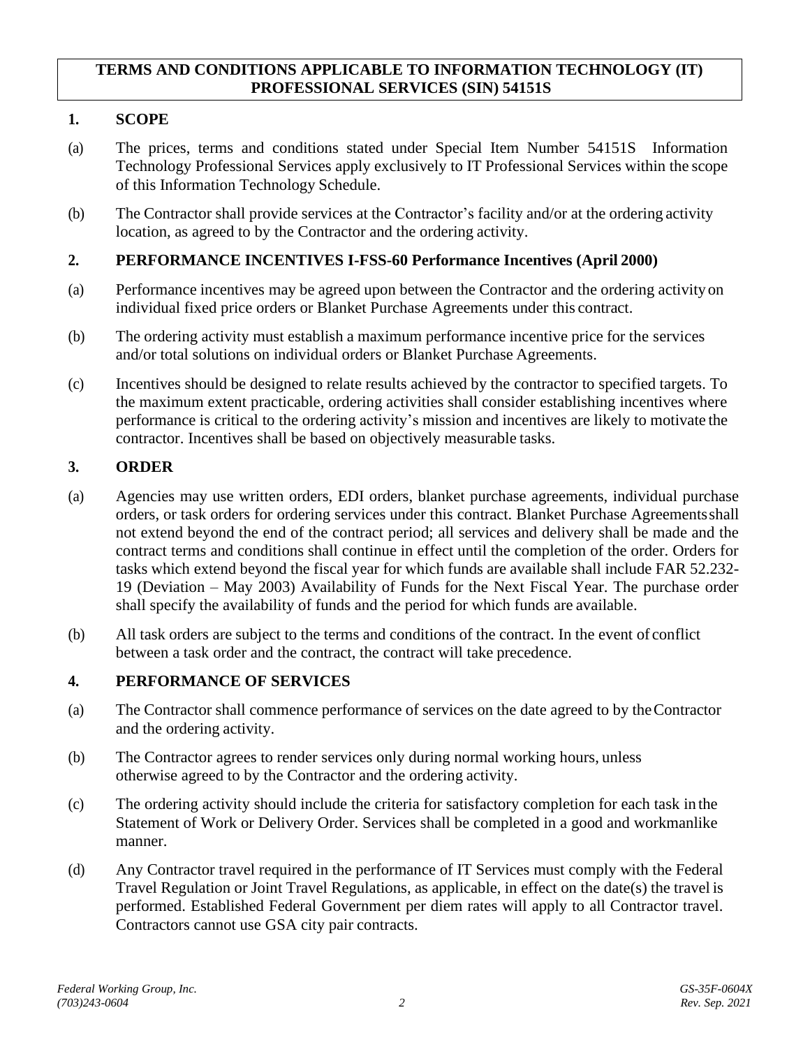**TERMS AND CONDITIONS APPLICABLE TO INFORMATION TECHNOLOGY (IT) PROFESSIONAL SERVICES (SIN) 54151S**

## 1. SCOPE

(a) The prices, terms and conditions stated under Special Item Number 54151S Information Technology Professional Services apply exclusively to IT Professional Services within the scope of this Information Technology Schedule.

(b) The Contractor shall provide services at the Contractor's facility and/or at the ordering activity location, as agreed to by the Contractor and the ordering activity.

## 2. PERFORMANCE INCENTIVES I-FSS-60 Performance Incentives (April 2000)

(a) Performance incentives may be agreed upon between the Contractor and the ordering activity on individual fixed price orders or Blanket Purchase Agreements under this contract.

(b) The ordering activity must establish a maximum performance incentive price for the services and/or total solutions on individual orders or Blanket Purchase Agreements.

(c) Incentives should be designed to relate results achieved by the contractor to specified targets. To the maximum extent practicable, ordering activities shall consider establishing incentives where performance is critical to the ordering activity's mission and incentives are likely to motivate the contractor. Incentives shall be based on objectively measurable tasks.

## 3. ORDER

(a) Agencies may use written orders, EDI orders, blanket purchase agreements, individual purchase orders, or task orders for ordering services under this contract. Blanket Purchase Agreements shall not extend beyond the end of the contract period; all services and delivery shall be made and the contract terms and conditions shall continue in effect until the completion of the order. Orders for tasks which extend beyond the fiscal year for which funds are available shall include FAR 52.232-19 (Deviation – May 2003) Availability of Funds for the Next Fiscal Year. The purchase order shall specify the availability of funds and the period for which funds are available.

(b) All task orders are subject to the terms and conditions of the contract. In the event of conflict between a task order and the contract, the contract will take precedence.

## 4. PERFORMANCE OF SERVICES

(a) The Contractor shall commence performance of services on the date agreed to by the Contractor and the ordering activity.

(b) The Contractor agrees to render services only during normal working hours, unless otherwise agreed to by the Contractor and the ordering activity.

(c) The ordering activity should include the criteria for satisfactory completion for each task in the Statement of Work or Delivery Order. Services shall be completed in a good and workmanlike manner.

(d) Any Contractor travel required in the performance of IT Services must comply with the Federal Travel Regulation or Joint Travel Regulations, as applicable, in effect on the date(s) the travel is performed. Established Federal Government per diem rates will apply to all Contractor travel. Contractors cannot use GSA city pair contracts.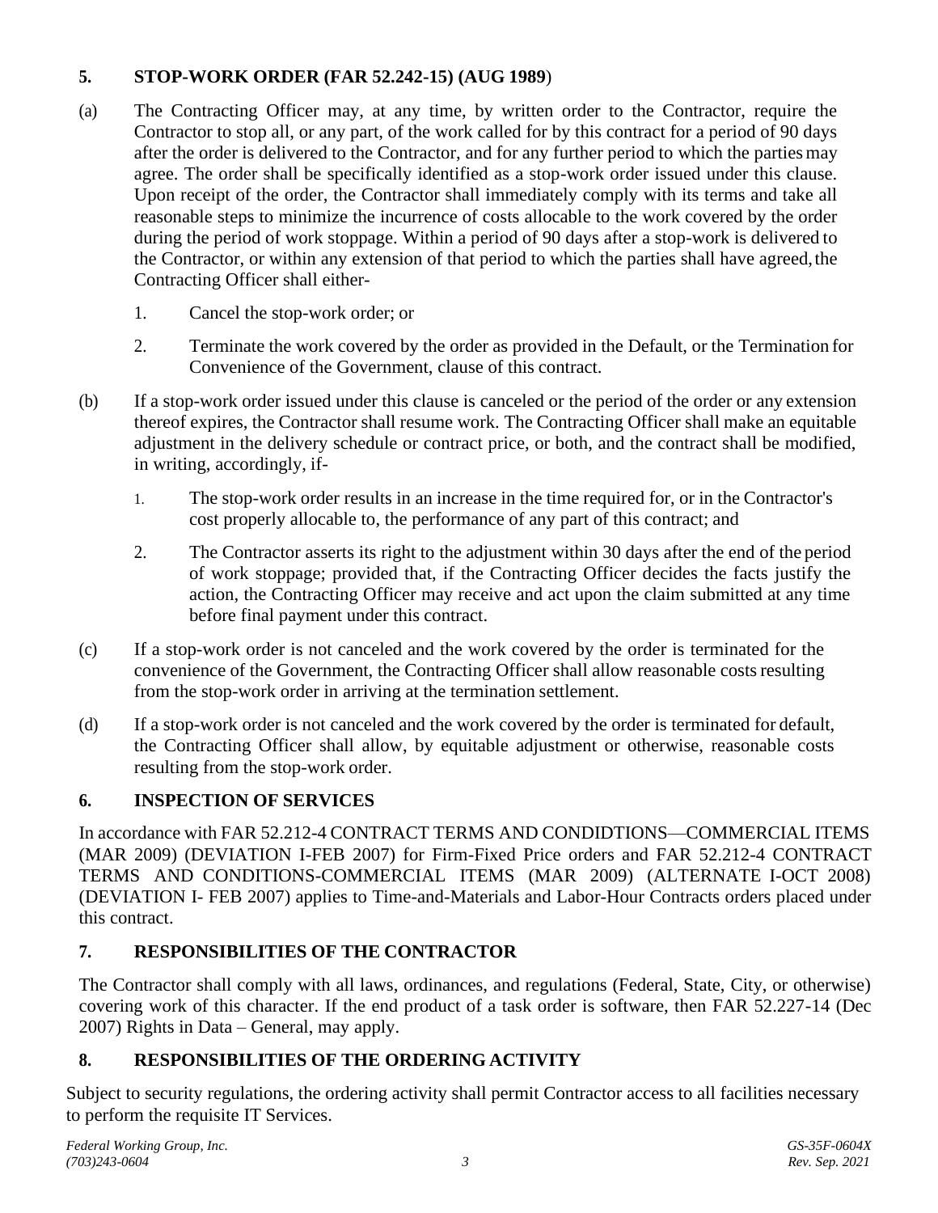## 5. STOP-WORK ORDER (FAR 52.242-15) (AUG 1989)

(a) The Contracting Officer may, at any time, by written order to the Contractor, require the Contractor to stop all, or any part, of the work called for by this contract for a period of 90 days after the order is delivered to the Contractor, and for any further period to which the parties may agree. The order shall be specifically identified as a stop-work order issued under this clause. Upon receipt of the order, the Contractor shall immediately comply with its terms and take all reasonable steps to minimize the incurrence of costs allocable to the work covered by the order during the period of work stoppage. Within a period of 90 days after a stop-work is delivered to the Contractor, or within any extension of that period to which the parties shall have agreed, the Contracting Officer shall either-

1. Cancel the stop-work order; or
2. Terminate the work covered by the order as provided in the Default, or the Termination for Convenience of the Government, clause of this contract.

(b) If a stop-work order issued under this clause is canceled or the period of the order or any extension thereof expires, the Contractor shall resume work. The Contracting Officer shall make an equitable adjustment in the delivery schedule or contract price, or both, and the contract shall be modified, in writing, accordingly, if-

1. The stop-work order results in an increase in the time required for, or in the Contractor's cost properly allocable to, the performance of any part of this contract; and
2. The Contractor asserts its right to the adjustment within 30 days after the end of the period of work stoppage; provided that, if the Contracting Officer decides the facts justify the action, the Contracting Officer may receive and act upon the claim submitted at any time before final payment under this contract.

(c) If a stop-work order is not canceled and the work covered by the order is terminated for the convenience of the Government, the Contracting Officer shall allow reasonable costs resulting from the stop-work order in arriving at the termination settlement.

(d) If a stop-work order is not canceled and the work covered by the order is terminated for default, the Contracting Officer shall allow, by equitable adjustment or otherwise, reasonable costs resulting from the stop-work order.

## 6. INSPECTION OF SERVICES

In accordance with FAR 52.212-4 CONTRACT TERMS AND CONDIDTIONS—COMMERCIAL ITEMS (MAR 2009) (DEVIATION I-FEB 2007) for Firm-Fixed Price orders and FAR 52.212-4 CONTRACT TERMS AND CONDITIONS-COMMERCIAL ITEMS (MAR 2009) (ALTERNATE I-OCT 2008) (DEVIATION I- FEB 2007) applies to Time-and-Materials and Labor-Hour Contracts orders placed under this contract.

## 7. RESPONSIBILITIES OF THE CONTRACTOR

The Contractor shall comply with all laws, ordinances, and regulations (Federal, State, City, or otherwise) covering work of this character. If the end product of a task order is software, then FAR 52.227-14 (Dec 2007) Rights in Data – General, may apply.

## 8. RESPONSIBILITIES OF THE ORDERING ACTIVITY

Subject to security regulations, the ordering activity shall permit Contractor access to all facilities necessary to perform the requisite IT Services.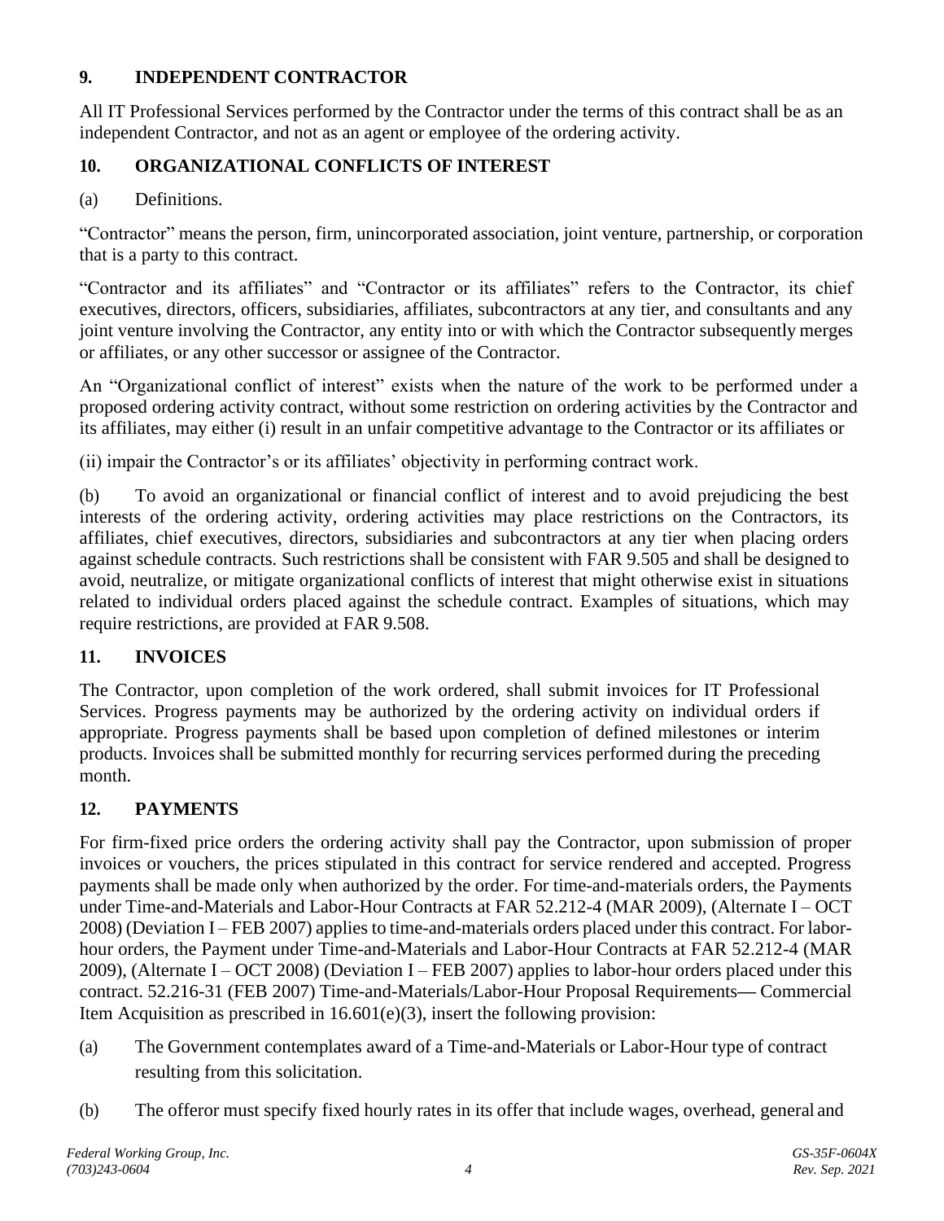## 9. INDEPENDENT CONTRACTOR

All IT Professional Services performed by the Contractor under the terms of this contract shall be as an independent Contractor, and not as an agent or employee of the ordering activity.

## 10. ORGANIZATIONAL CONFLICTS OF INTEREST

(a) Definitions.

“Contractor” means the person, firm, unincorporated association, joint venture, partnership, or corporation that is a party to this contract.

“Contractor and its affiliates” and “Contractor or its affiliates” refers to the Contractor, its chief executives, directors, officers, subsidiaries, affiliates, subcontractors at any tier, and consultants and any joint venture involving the Contractor, any entity into or with which the Contractor subsequently merges or affiliates, or any other successor or assignee of the Contractor.

An “Organizational conflict of interest” exists when the nature of the work to be performed under a proposed ordering activity contract, without some restriction on ordering activities by the Contractor and its affiliates, may either (i) result in an unfair competitive advantage to the Contractor or its affiliates or

(ii) impair the Contractor’s or its affiliates’ objectivity in performing contract work.

(b) To avoid an organizational or financial conflict of interest and to avoid prejudicing the best interests of the ordering activity, ordering activities may place restrictions on the Contractors, its affiliates, chief executives, directors, subsidiaries and subcontractors at any tier when placing orders against schedule contracts. Such restrictions shall be consistent with FAR 9.505 and shall be designed to avoid, neutralize, or mitigate organizational conflicts of interest that might otherwise exist in situations related to individual orders placed against the schedule contract. Examples of situations, which may require restrictions, are provided at FAR 9.508.

## 11. INVOICES

The Contractor, upon completion of the work ordered, shall submit invoices for IT Professional Services. Progress payments may be authorized by the ordering activity on individual orders if appropriate. Progress payments shall be based upon completion of defined milestones or interim products. Invoices shall be submitted monthly for recurring services performed during the preceding month.

## 12. PAYMENTS

For firm-fixed price orders the ordering activity shall pay the Contractor, upon submission of proper invoices or vouchers, the prices stipulated in this contract for service rendered and accepted. Progress payments shall be made only when authorized by the order. For time-and-materials orders, the Payments under Time-and-Materials and Labor-Hour Contracts at FAR 52.212-4 (MAR 2009), (Alternate I – OCT 2008) (Deviation I – FEB 2007) applies to time-and-materials orders placed under this contract. For labor-hour orders, the Payment under Time-and-Materials and Labor-Hour Contracts at FAR 52.212-4 (MAR 2009), (Alternate I – OCT 2008) (Deviation I – FEB 2007) applies to labor-hour orders placed under this contract. 52.216-31 (FEB 2007) Time-and-Materials/Labor-Hour Proposal Requirements— Commercial Item Acquisition as prescribed in 16.601(e)(3), insert the following provision:

(a) The Government contemplates award of a Time-and-Materials or Labor-Hour type of contract resulting from this solicitation.

(b) The offeror must specify fixed hourly rates in its offer that include wages, overhead, general and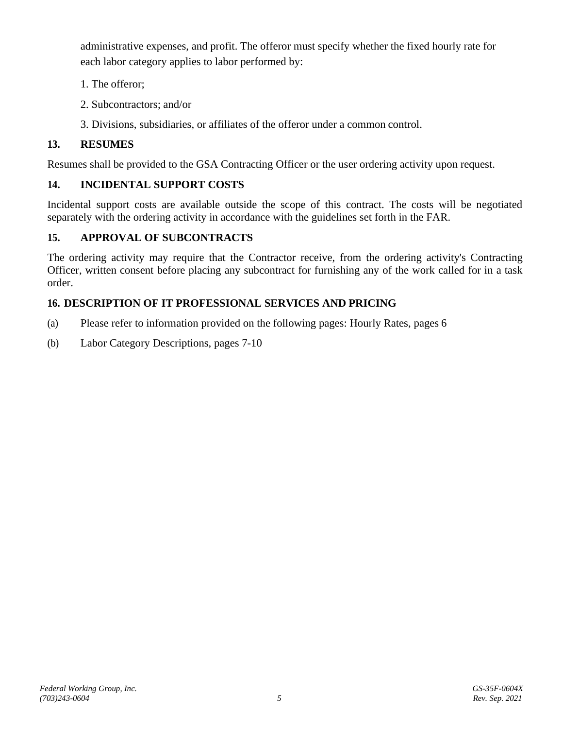administrative expenses, and profit. The offeror must specify whether the fixed hourly rate for each labor category applies to labor performed by:

1. The offeror;
2. Subcontractors; and/or
3. Divisions, subsidiaries, or affiliates of the offeror under a common control.

## 13. RESUMES

Resumes shall be provided to the GSA Contracting Officer or the user ordering activity upon request.

## 14. INCIDENTAL SUPPORT COSTS

Incidental support costs are available outside the scope of this contract. The costs will be negotiated separately with the ordering activity in accordance with the guidelines set forth in the FAR.

## 15. APPROVAL OF SUBCONTRACTS

The ordering activity may require that the Contractor receive, from the ordering activity's Contracting Officer, written consent before placing any subcontract for furnishing any of the work called for in a task order.

## 16. DESCRIPTION OF IT PROFESSIONAL SERVICES AND PRICING

(a) Please refer to information provided on the following pages: Hourly Rates, pages 6

(b) Labor Category Descriptions, pages 7-10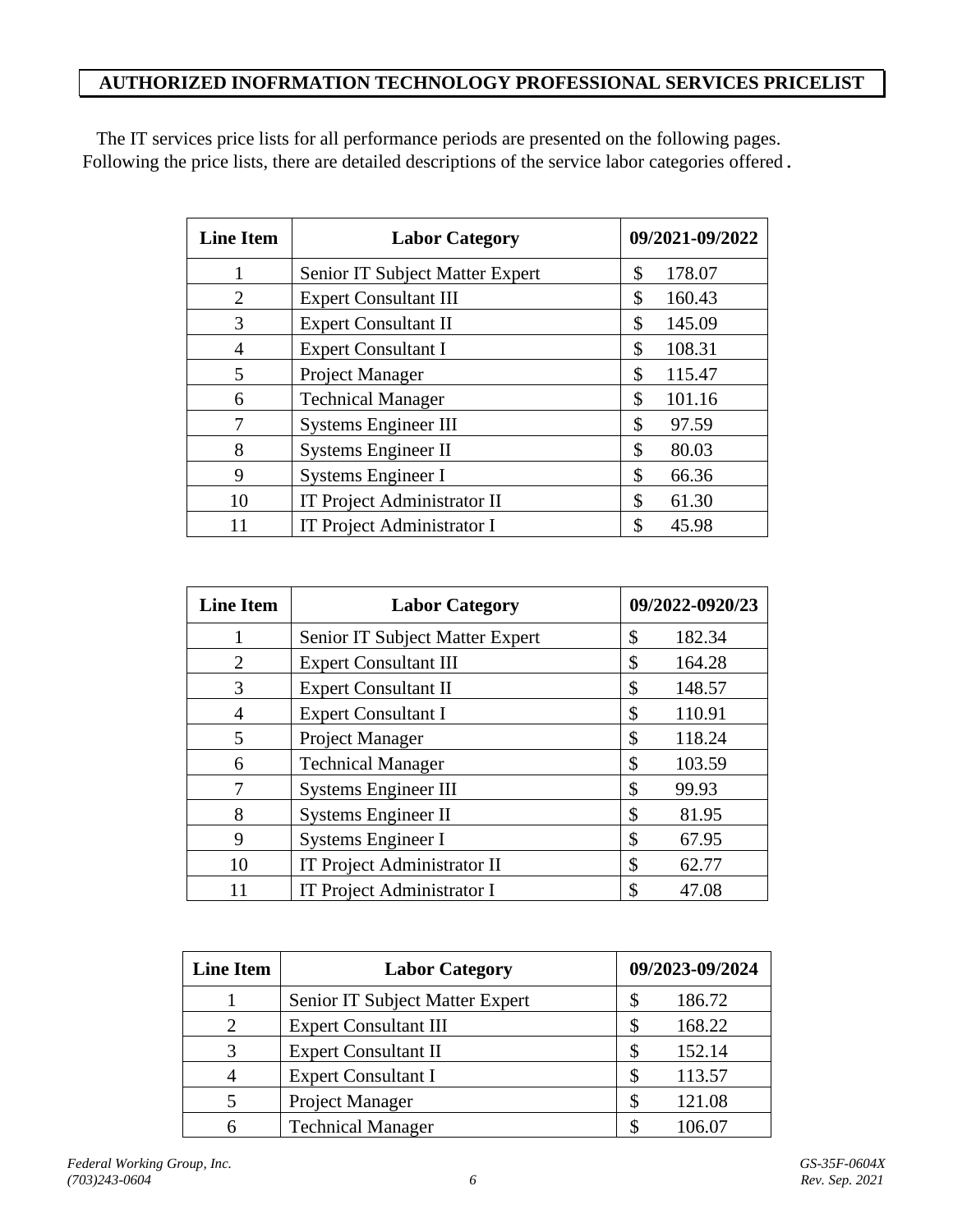## AUTHORIZED INOFRMATION TECHNOLOGY PROFESSIONAL SERVICES PRICELIST

The IT services price lists for all performance periods are presented on the following pages. Following the price lists, there are detailed descriptions of the service labor categories offered.

| Line Item | Labor Category | 09/2021-09/2022 |
|---|---|---|
| 1 | Senior IT Subject Matter Expert | $ 178.07 |
| 2 | Expert Consultant III | $ 160.43 |
| 3 | Expert Consultant II | $ 145.09 |
| 4 | Expert Consultant I | $ 108.31 |
| 5 | Project Manager | $ 115.47 |
| 6 | Technical Manager | $ 101.16 |
| 7 | Systems Engineer III | $ 97.59 |
| 8 | Systems Engineer II | $ 80.03 |
| 9 | Systems Engineer I | $ 66.36 |
| 10 | IT Project Administrator II | $ 61.30 |
| 11 | IT Project Administrator I | $ 45.98 |

| Line Item | Labor Category | 09/2022-0920/23 |
|---|---|---|
| 1 | Senior IT Subject Matter Expert | $ 182.34 |
| 2 | Expert Consultant III | $ 164.28 |
| 3 | Expert Consultant II | $ 148.57 |
| 4 | Expert Consultant I | $ 110.91 |
| 5 | Project Manager | $ 118.24 |
| 6 | Technical Manager | $ 103.59 |
| 7 | Systems Engineer III | $ 99.93 |
| 8 | Systems Engineer II | $ 81.95 |
| 9 | Systems Engineer I | $ 67.95 |
| 10 | IT Project Administrator II | $ 62.77 |
| 11 | IT Project Administrator I | $ 47.08 |

| Line Item | Labor Category | 09/2023-09/2024 |
|---|---|---|
| 1 | Senior IT Subject Matter Expert | $ 186.72 |
| 2 | Expert Consultant III | $ 168.22 |
| 3 | Expert Consultant II | $ 152.14 |
| 4 | Expert Consultant I | $ 113.57 |
| 5 | Project Manager | $ 121.08 |
| 6 | Technical Manager | $ 106.07 |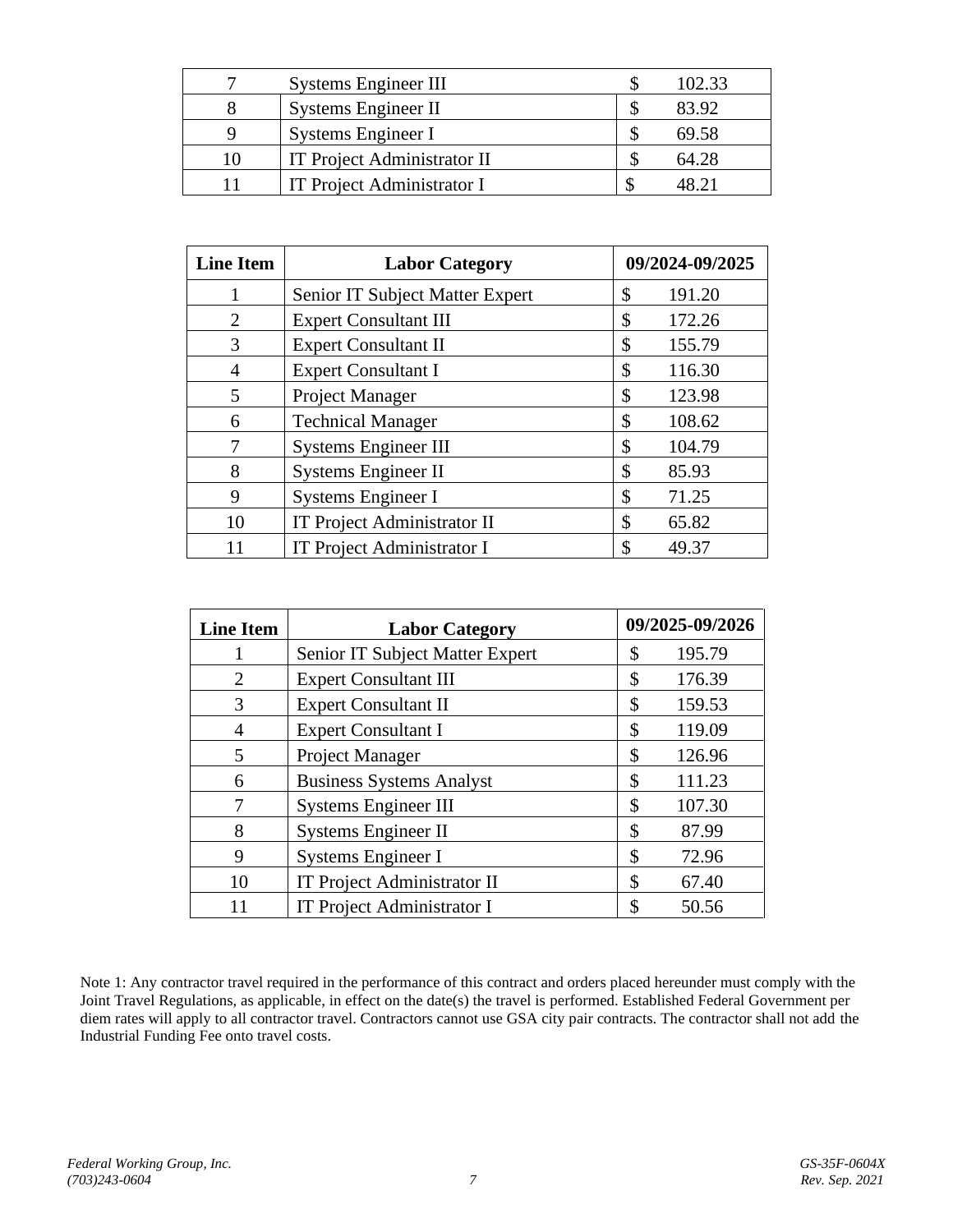| | | |
|---|---|---|
| 7 | Systems Engineer III | $ 102.33 |
| 8 | Systems Engineer II | $ 83.92 |
| 9 | Systems Engineer I | $ 69.58 |
| 10 | IT Project Administrator II | $ 64.28 |
| 11 | IT Project Administrator I | $ 48.21 |

| Line Item | Labor Category | 09/2024-09/2025 |
|---|---|---|
| 1 | Senior IT Subject Matter Expert | $ 191.20 |
| 2 | Expert Consultant III | $ 172.26 |
| 3 | Expert Consultant II | $ 155.79 |
| 4 | Expert Consultant I | $ 116.30 |
| 5 | Project Manager | $ 123.98 |
| 6 | Technical Manager | $ 108.62 |
| 7 | Systems Engineer III | $ 104.79 |
| 8 | Systems Engineer II | $ 85.93 |
| 9 | Systems Engineer I | $ 71.25 |
| 10 | IT Project Administrator II | $ 65.82 |
| 11 | IT Project Administrator I | $ 49.37 |

| Line Item | Labor Category | 09/2025-09/2026 |
|---|---|---|
| 1 | Senior IT Subject Matter Expert | $ 195.79 |
| 2 | Expert Consultant III | $ 176.39 |
| 3 | Expert Consultant II | $ 159.53 |
| 4 | Expert Consultant I | $ 119.09 |
| 5 | Project Manager | $ 126.96 |
| 6 | Business Systems Analyst | $ 111.23 |
| 7 | Systems Engineer III | $ 107.30 |
| 8 | Systems Engineer II | $ 87.99 |
| 9 | Systems Engineer I | $ 72.96 |
| 10 | IT Project Administrator II | $ 67.40 |
| 11 | IT Project Administrator I | $ 50.56 |

Note 1: Any contractor travel required in the performance of this contract and orders placed hereunder must comply with the Joint Travel Regulations, as applicable, in effect on the date(s) the travel is performed. Established Federal Government per diem rates will apply to all contractor travel. Contractors cannot use GSA city pair contracts. The contractor shall not add the Industrial Funding Fee onto travel costs.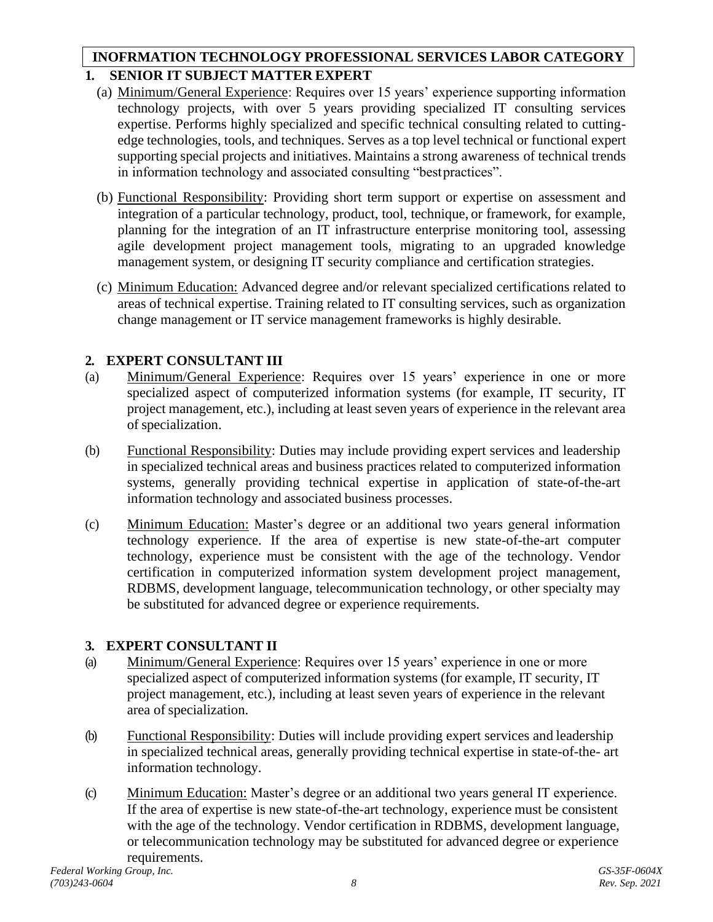## INOFRMATION TECHNOLOGY PROFESSIONAL SERVICES LABOR CATEGORY

### 1. SENIOR IT SUBJECT MATTER EXPERT

(a) Minimum/General Experience: Requires over 15 years' experience supporting information technology projects, with over 5 years providing specialized IT consulting services expertise. Performs highly specialized and specific technical consulting related to cutting-edge technologies, tools, and techniques. Serves as a top level technical or functional expert supporting special projects and initiatives. Maintains a strong awareness of technical trends in information technology and associated consulting "best practices".

(b) Functional Responsibility: Providing short term support or expertise on assessment and integration of a particular technology, product, tool, technique, or framework, for example, planning for the integration of an IT infrastructure enterprise monitoring tool, assessing agile development project management tools, migrating to an upgraded knowledge management system, or designing IT security compliance and certification strategies.

(c) Minimum Education: Advanced degree and/or relevant specialized certifications related to areas of technical expertise. Training related to IT consulting services, such as organization change management or IT service management frameworks is highly desirable.

### 2. EXPERT CONSULTANT III

(a) Minimum/General Experience: Requires over 15 years' experience in one or more specialized aspect of computerized information systems (for example, IT security, IT project management, etc.), including at least seven years of experience in the relevant area of specialization.

(b) Functional Responsibility: Duties may include providing expert services and leadership in specialized technical areas and business practices related to computerized information systems, generally providing technical expertise in application of state-of-the-art information technology and associated business processes.

(c) Minimum Education: Master's degree or an additional two years general information technology experience. If the area of expertise is new state-of-the-art computer technology, experience must be consistent with the age of the technology. Vendor certification in computerized information system development project management, RDBMS, development language, telecommunication technology, or other specialty may be substituted for advanced degree or experience requirements.

### 3. EXPERT CONSULTANT II

(a) Minimum/General Experience: Requires over 15 years' experience in one or more specialized aspect of computerized information systems (for example, IT security, IT project management, etc.), including at least seven years of experience in the relevant area of specialization.

(b) Functional Responsibility: Duties will include providing expert services and leadership in specialized technical areas, generally providing technical expertise in state-of-the- art information technology.

(c) Minimum Education: Master's degree or an additional two years general IT experience. If the area of expertise is new state-of-the-art technology, experience must be consistent with the age of the technology. Vendor certification in RDBMS, development language, or telecommunication technology may be substituted for advanced degree or experience requirements.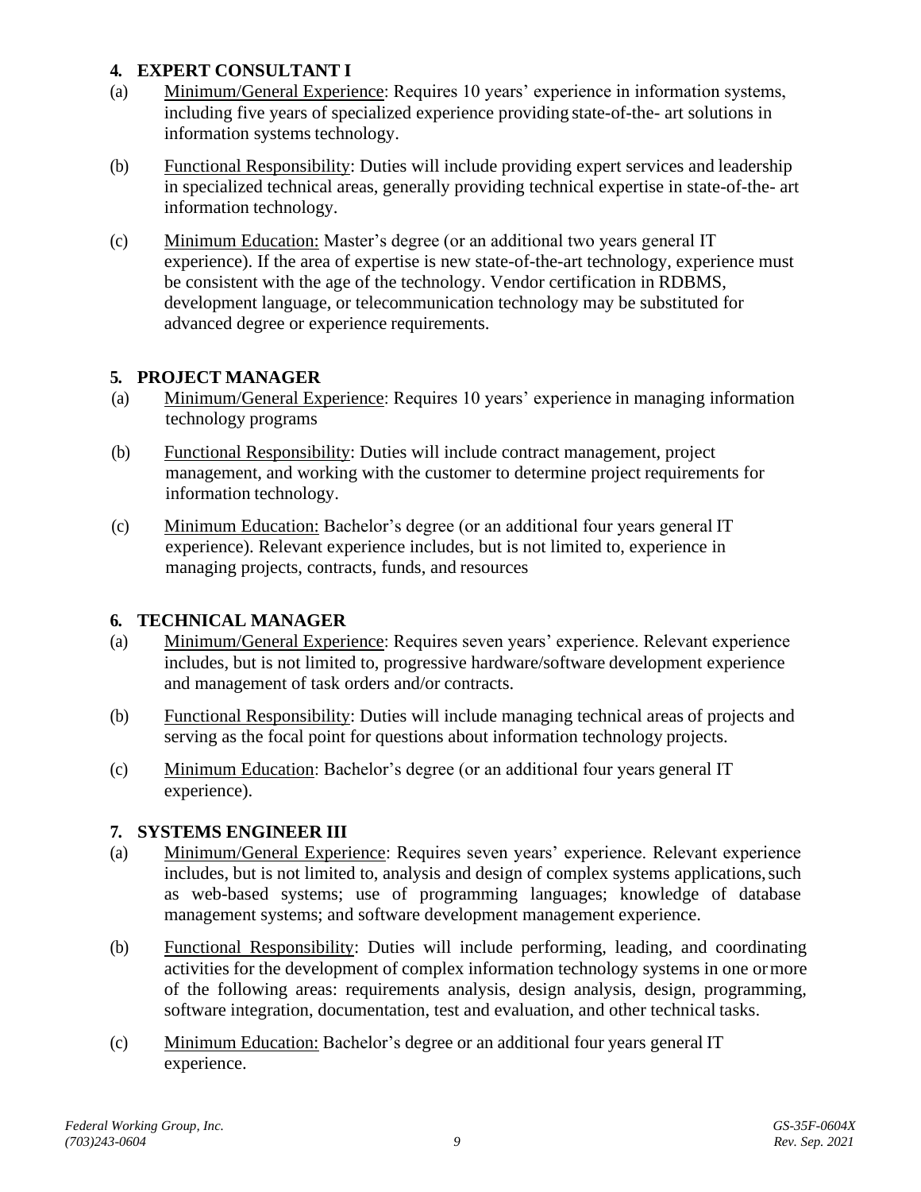### 4. EXPERT CONSULTANT I

(a) Minimum/General Experience: Requires 10 years' experience in information systems, including five years of specialized experience providing state-of-the- art solutions in information systems technology.

(b) Functional Responsibility: Duties will include providing expert services and leadership in specialized technical areas, generally providing technical expertise in state-of-the- art information technology.

(c) Minimum Education: Master's degree (or an additional two years general IT experience). If the area of expertise is new state-of-the-art technology, experience must be consistent with the age of the technology. Vendor certification in RDBMS, development language, or telecommunication technology may be substituted for advanced degree or experience requirements.

### 5. PROJECT MANAGER

(a) Minimum/General Experience: Requires 10 years' experience in managing information technology programs

(b) Functional Responsibility: Duties will include contract management, project management, and working with the customer to determine project requirements for information technology.

(c) Minimum Education: Bachelor's degree (or an additional four years general IT experience). Relevant experience includes, but is not limited to, experience in managing projects, contracts, funds, and resources

### 6. TECHNICAL MANAGER

(a) Minimum/General Experience: Requires seven years' experience. Relevant experience includes, but is not limited to, progressive hardware/software development experience and management of task orders and/or contracts.

(b) Functional Responsibility: Duties will include managing technical areas of projects and serving as the focal point for questions about information technology projects.

(c) Minimum Education: Bachelor's degree (or an additional four years general IT experience).

### 7. SYSTEMS ENGINEER III

(a) Minimum/General Experience: Requires seven years' experience. Relevant experience includes, but is not limited to, analysis and design of complex systems applications, such as web-based systems; use of programming languages; knowledge of database management systems; and software development management experience.

(b) Functional Responsibility: Duties will include performing, leading, and coordinating activities for the development of complex information technology systems in one or more of the following areas: requirements analysis, design analysis, design, programming, software integration, documentation, test and evaluation, and other technical tasks.

(c) Minimum Education: Bachelor's degree or an additional four years general IT experience.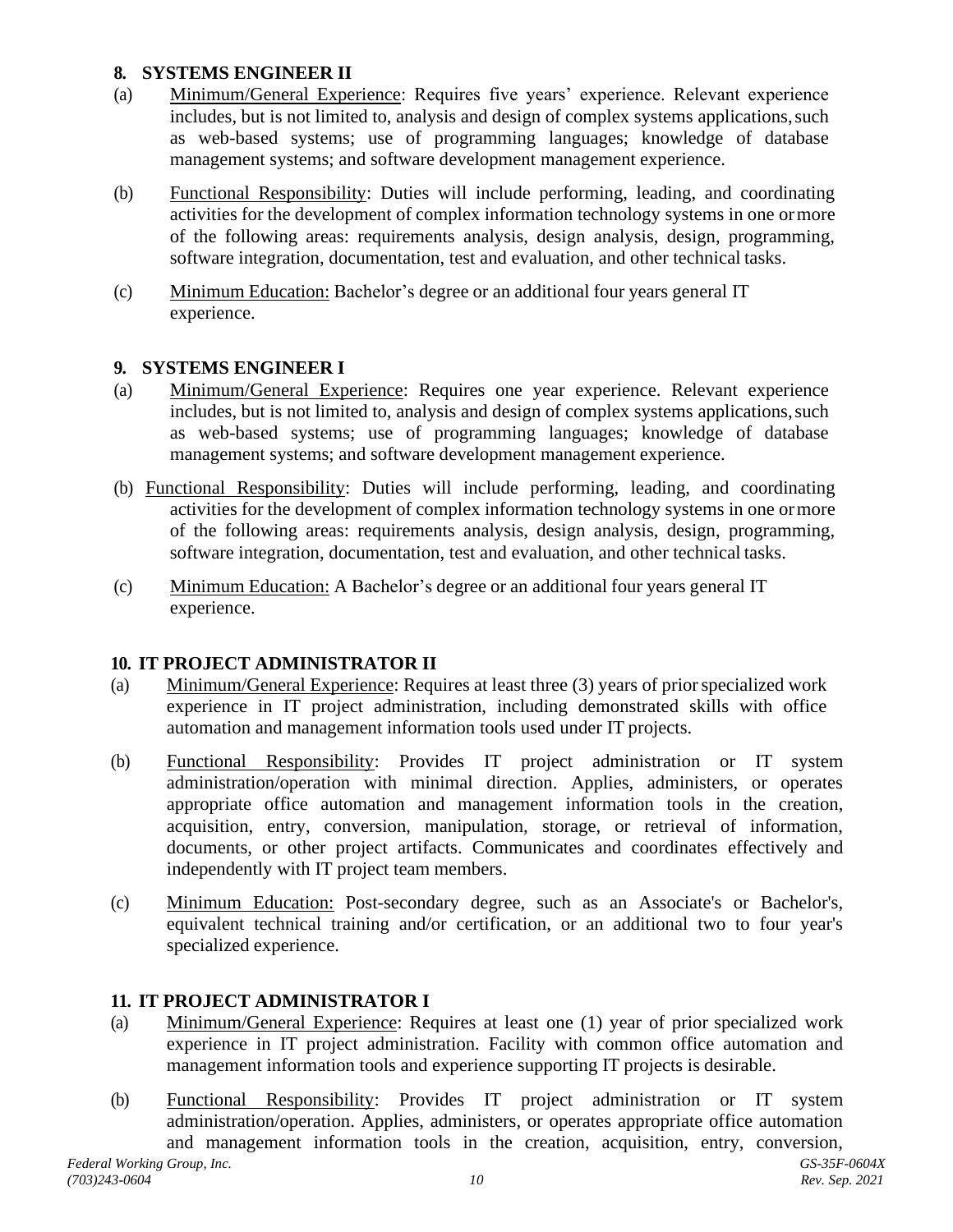### 8. SYSTEMS ENGINEER II

(a) Minimum/General Experience: Requires five years' experience. Relevant experience includes, but is not limited to, analysis and design of complex systems applications, such as web-based systems; use of programming languages; knowledge of database management systems; and software development management experience.

(b) Functional Responsibility: Duties will include performing, leading, and coordinating activities for the development of complex information technology systems in one or more of the following areas: requirements analysis, design analysis, design, programming, software integration, documentation, test and evaluation, and other technical tasks.

(c) Minimum Education: Bachelor's degree or an additional four years general IT experience.

### 9. SYSTEMS ENGINEER I

(a) Minimum/General Experience: Requires one year experience. Relevant experience includes, but is not limited to, analysis and design of complex systems applications, such as web-based systems; use of programming languages; knowledge of database management systems; and software development management experience.

(b) Functional Responsibility: Duties will include performing, leading, and coordinating activities for the development of complex information technology systems in one or more of the following areas: requirements analysis, design analysis, design, programming, software integration, documentation, test and evaluation, and other technical tasks.

(c) Minimum Education: A Bachelor's degree or an additional four years general IT experience.

### 10. IT PROJECT ADMINISTRATOR II

(a) Minimum/General Experience: Requires at least three (3) years of prior specialized work experience in IT project administration, including demonstrated skills with office automation and management information tools used under IT projects.

(b) Functional Responsibility: Provides IT project administration or IT system administration/operation with minimal direction. Applies, administers, or operates appropriate office automation and management information tools in the creation, acquisition, entry, conversion, manipulation, storage, or retrieval of information, documents, or other project artifacts. Communicates and coordinates effectively and independently with IT project team members.

(c) Minimum Education: Post-secondary degree, such as an Associate's or Bachelor's, equivalent technical training and/or certification, or an additional two to four year's specialized experience.

### 11. IT PROJECT ADMINISTRATOR I

(a) Minimum/General Experience: Requires at least one (1) year of prior specialized work experience in IT project administration. Facility with common office automation and management information tools and experience supporting IT projects is desirable.

(b) Functional Responsibility: Provides IT project administration or IT system administration/operation. Applies, administers, or operates appropriate office automation and management information tools in the creation, acquisition, entry, conversion,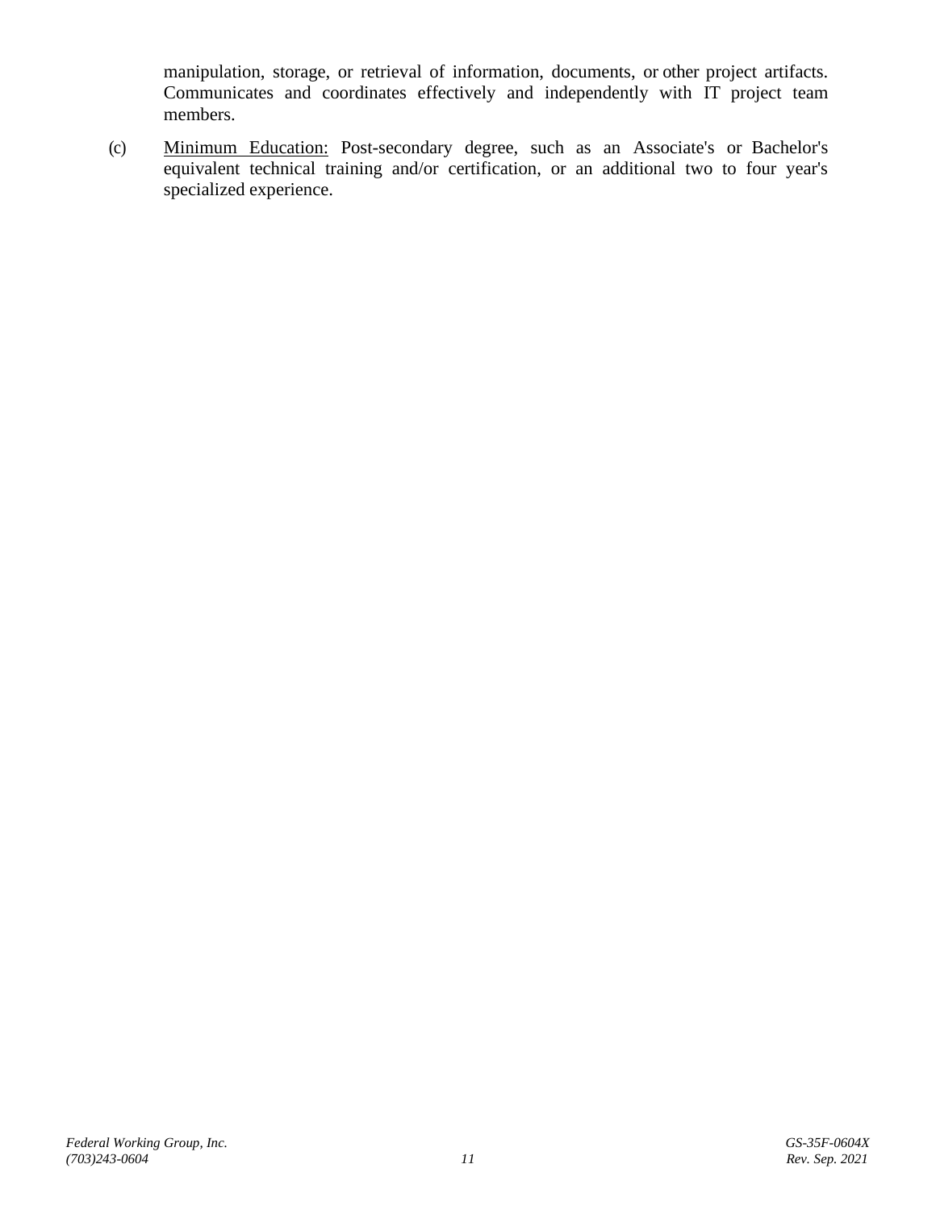manipulation, storage, or retrieval of information, documents, or other project artifacts. Communicates and coordinates effectively and independently with IT project team members.

(c) Minimum Education: Post-secondary degree, such as an Associate's or Bachelor's equivalent technical training and/or certification, or an additional two to four year's specialized experience.